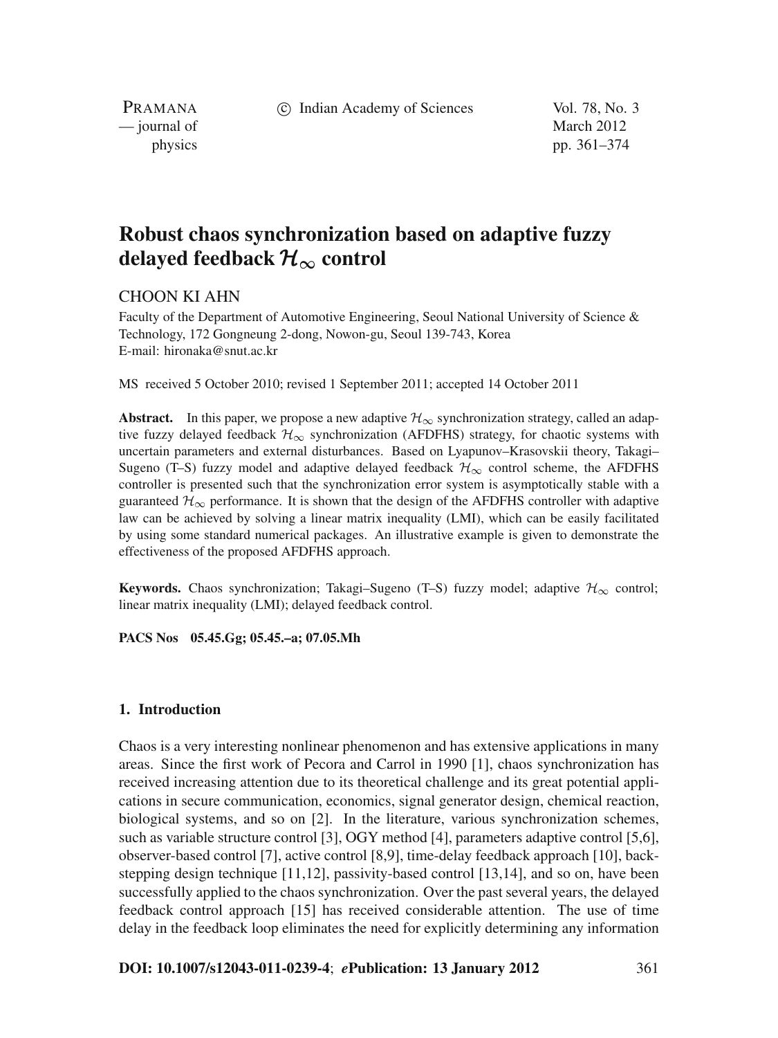# Robust chaos synchronization based on adaptive fuzzy delayed feedback $\mathcal{H}_\infty$ control

CHOON KI AHN

Faculty of the Department of Automotive Engineering, Seoul National University of Science & Technology, 172 Gongneung 2-dong, Nowon-gu, Seoul 139-743, Korea
E-mail: hironaka@snut.ac.kr

MS received 5 October 2010; revised 1 September 2011; accepted 14 October 2011

**Abstract.** In this paper, we propose a new adaptive $\mathcal{H}_\infty$ synchronization strategy, called an adaptive fuzzy delayed feedback $\mathcal{H}_\infty$ synchronization (AFDFHS) strategy, for chaotic systems with uncertain parameters and external disturbances. Based on Lyapunov–Krasovskii theory, Takagi–Sugeno (T–S) fuzzy model and adaptive delayed feedback $\mathcal{H}_\infty$ control scheme, the AFDFHS controller is presented such that the synchronization error system is asymptotically stable with a guaranteed $\mathcal{H}_\infty$ performance. It is shown that the design of the AFDFHS controller with adaptive law can be achieved by solving a linear matrix inequality (LMI), which can be easily facilitated by using some standard numerical packages. An illustrative example is given to demonstrate the effectiveness of the proposed AFDFHS approach.

**Keywords.** Chaos synchronization; Takagi–Sugeno (T–S) fuzzy model; adaptive $\mathcal{H}_\infty$ control; linear matrix inequality (LMI); delayed feedback control.

**PACS Nos 05.45.Gg; 05.45.–a; 07.05.Mh**

## 1. Introduction

Chaos is a very interesting nonlinear phenomenon and has extensive applications in many areas. Since the first work of Pecora and Carrol in 1990 [1], chaos synchronization has received increasing attention due to its theoretical challenge and its great potential applications in secure communication, economics, signal generator design, chemical reaction, biological systems, and so on [2]. In the literature, various synchronization schemes, such as variable structure control [3], OGY method [4], parameters adaptive control [5,6], observer-based control [7], active control [8,9], time-delay feedback approach [10], backstepping design technique [11,12], passivity-based control [13,14], and so on, have been successfully applied to the chaos synchronization. Over the past several years, the delayed feedback control approach [15] has received considerable attention. The use of time delay in the feedback loop eliminates the need for explicitly determining any information

**DOI: 10.1007/s12043-011-0239-4**; ***e*Publication: 13 January 2012**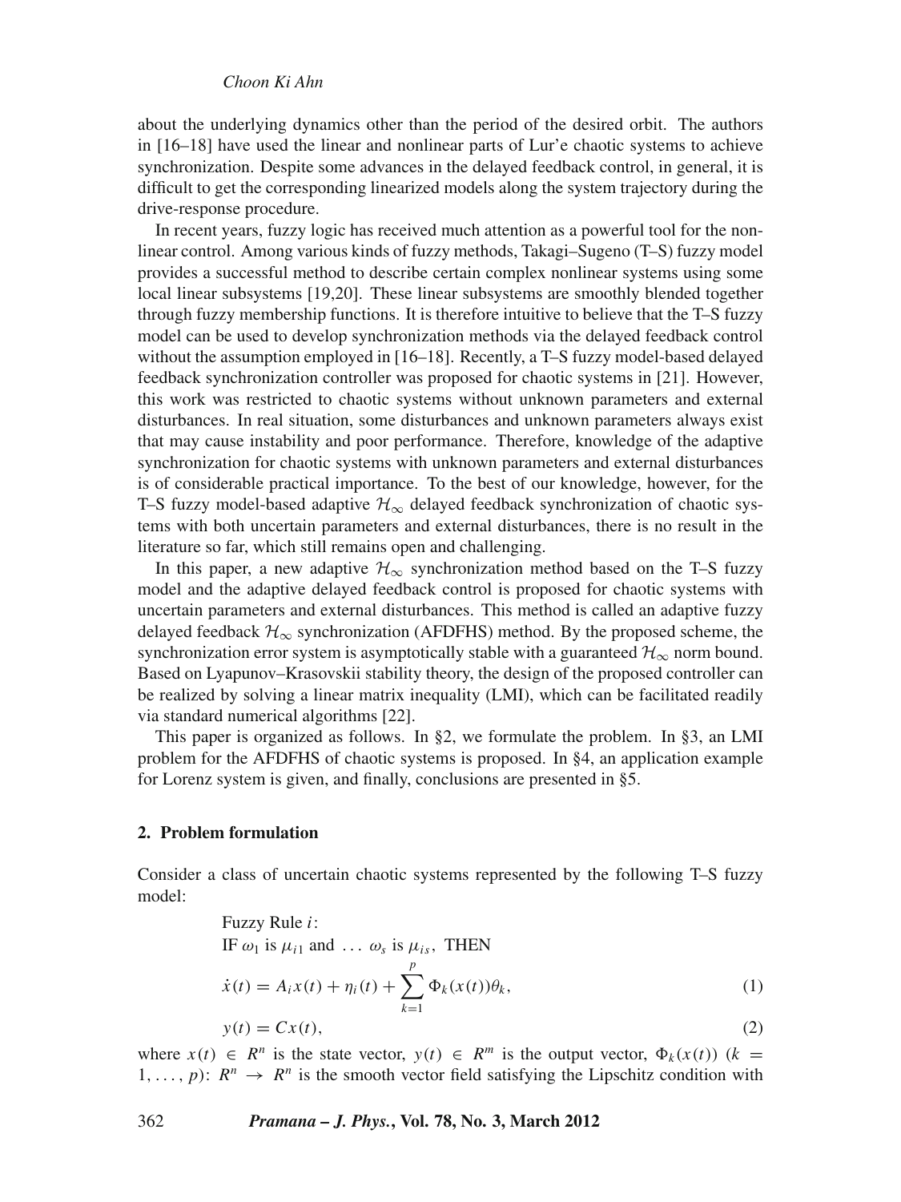about the underlying dynamics other than the period of the desired orbit. The authors in [16–18] have used the linear and nonlinear parts of Lur'e chaotic systems to achieve synchronization. Despite some advances in the delayed feedback control, in general, it is difficult to get the corresponding linearized models along the system trajectory during the drive-response procedure.

In recent years, fuzzy logic has received much attention as a powerful tool for the nonlinear control. Among various kinds of fuzzy methods, Takagi–Sugeno (T–S) fuzzy model provides a successful method to describe certain complex nonlinear systems using some local linear subsystems [19,20]. These linear subsystems are smoothly blended together through fuzzy membership functions. It is therefore intuitive to believe that the T–S fuzzy model can be used to develop synchronization methods via the delayed feedback control without the assumption employed in [16–18]. Recently, a T–S fuzzy model-based delayed feedback synchronization controller was proposed for chaotic systems in [21]. However, this work was restricted to chaotic systems without unknown parameters and external disturbances. In real situation, some disturbances and unknown parameters always exist that may cause instability and poor performance. Therefore, knowledge of the adaptive synchronization for chaotic systems with unknown parameters and external disturbances is of considerable practical importance. To the best of our knowledge, however, for the T–S fuzzy model-based adaptive $\mathcal{H}_\infty$ delayed feedback synchronization of chaotic systems with both uncertain parameters and external disturbances, there is no result in the literature so far, which still remains open and challenging.

In this paper, a new adaptive $\mathcal{H}_\infty$ synchronization method based on the T–S fuzzy model and the adaptive delayed feedback control is proposed for chaotic systems with uncertain parameters and external disturbances. This method is called an adaptive fuzzy delayed feedback $\mathcal{H}_\infty$ synchronization (AFDFHS) method. By the proposed scheme, the synchronization error system is asymptotically stable with a guaranteed $\mathcal{H}_\infty$ norm bound. Based on Lyapunov–Krasovskii stability theory, the design of the proposed controller can be realized by solving a linear matrix inequality (LMI), which can be facilitated readily via standard numerical algorithms [22].

This paper is organized as follows. In §2, we formulate the problem. In §3, an LMI problem for the AFDFHS of chaotic systems is proposed. In §4, an application example for Lorenz system is given, and finally, conclusions are presented in §5.

## 2. Problem formulation

Consider a class of uncertain chaotic systems represented by the following T–S fuzzy model:

Fuzzy Rule $i$:
IF $\omega_1$ is $\mu_{i1}$ and $\ldots$ $\omega_s$ is $\mu_{is}$, THEN

$$\dot{x}(t) = A_i x(t) + \eta_i(t) + \sum_{k=1}^{p} \Phi_k(x(t))\theta_k, \tag{1}$$

$$y(t) = Cx(t), \tag{2}$$

where $x(t) \in R^n$ is the state vector, $y(t) \in R^m$ is the output vector, $\Phi_k(x(t))$ ($k = 1, \ldots, p$): $R^n \rightarrow R^n$ is the smooth vector field satisfying the Lipschitz condition with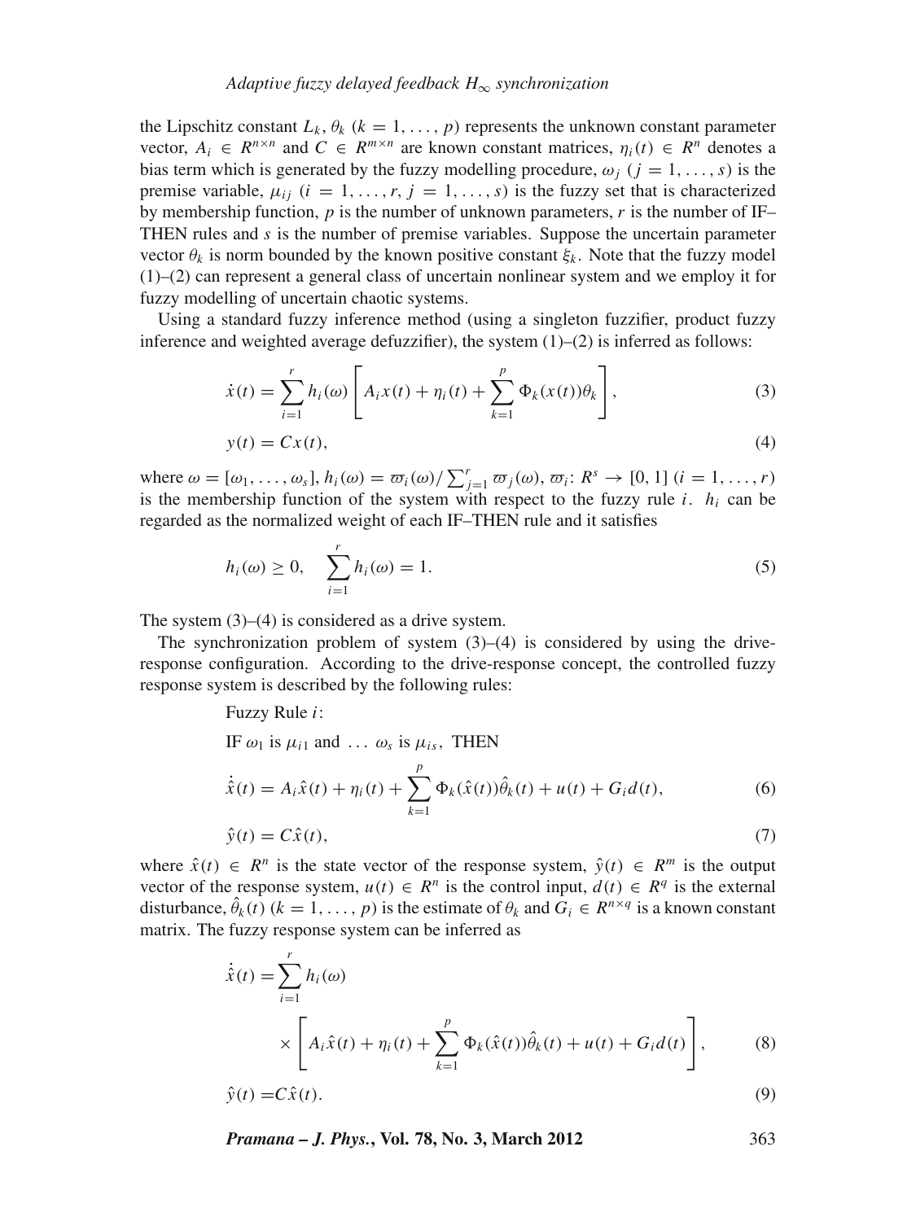the Lipschitz constant $L_k$, $\theta_k$ $(k = 1, \ldots, p)$ represents the unknown constant parameter vector, $A_i \in R^{n\times n}$ and $C \in R^{m\times n}$ are known constant matrices, $\eta_i(t) \in R^n$ denotes a bias term which is generated by the fuzzy modelling procedure, $\omega_j$ $(j = 1, \ldots, s)$ is the premise variable, $\mu_{ij}$ $(i = 1, \ldots, r, j = 1, \ldots, s)$ is the fuzzy set that is characterized by membership function, $p$ is the number of unknown parameters, $r$ is the number of IF–THEN rules and $s$ is the number of premise variables. Suppose the uncertain parameter vector $\theta_k$ is norm bounded by the known positive constant $\xi_k$. Note that the fuzzy model (1)–(2) can represent a general class of uncertain nonlinear system and we employ it for fuzzy modelling of uncertain chaotic systems.

Using a standard fuzzy inference method (using a singleton fuzzifier, product fuzzy inference and weighted average defuzzifier), the system (1)–(2) is inferred as follows:

$$\dot{x}(t) = \sum_{i=1}^{r} h_i(\omega) \left[ A_i x(t) + \eta_i(t) + \sum_{k=1}^{p} \Phi_k(x(t))\theta_k \right], \tag{3}$$

$$y(t) = Cx(t), \tag{4}$$

where $\omega = [\omega_1, \ldots, \omega_s]$, $h_i(\omega) = \varpi_i(\omega)/\sum_{j=1}^{r} \varpi_j(\omega)$, $\varpi_i$: $R^s \to [0, 1]$ $(i = 1, \ldots, r)$ is the membership function of the system with respect to the fuzzy rule $i$. $h_i$ can be regarded as the normalized weight of each IF–THEN rule and it satisfies

$$h_i(\omega) \geq 0, \quad \sum_{i=1}^{r} h_i(\omega) = 1. \tag{5}$$

The system (3)–(4) is considered as a drive system.

The synchronization problem of system (3)–(4) is considered by using the drive-response configuration. According to the drive-response concept, the controlled fuzzy response system is described by the following rules:

Fuzzy Rule $i$:

IF $\omega_1$ is $\mu_{i1}$ and $\ldots$ $\omega_s$ is $\mu_{is}$, THEN

$$\dot{\hat{x}}(t) = A_i \hat{x}(t) + \eta_i(t) + \sum_{k=1}^{p} \Phi_k(\hat{x}(t))\hat{\theta}_k(t) + u(t) + G_i d(t), \tag{6}$$

$$\hat{y}(t) = C\hat{x}(t), \tag{7}$$

where $\hat{x}(t) \in R^n$ is the state vector of the response system, $\hat{y}(t) \in R^m$ is the output vector of the response system, $u(t) \in R^n$ is the control input, $d(t) \in R^q$ is the external disturbance, $\hat{\theta}_k(t)$ $(k = 1, \ldots, p)$ is the estimate of $\theta_k$ and $G_i \in R^{n\times q}$ is a known constant matrix. The fuzzy response system can be inferred as

$$\dot{\hat{x}}(t) = \sum_{i=1}^{r} h_i(\omega) \times \left[ A_i \hat{x}(t) + \eta_i(t) + \sum_{k=1}^{p} \Phi_k(\hat{x}(t))\hat{\theta}_k(t) + u(t) + G_i d(t) \right], \tag{8}$$

$$\hat{y}(t) = C\hat{x}(t). \tag{9}$$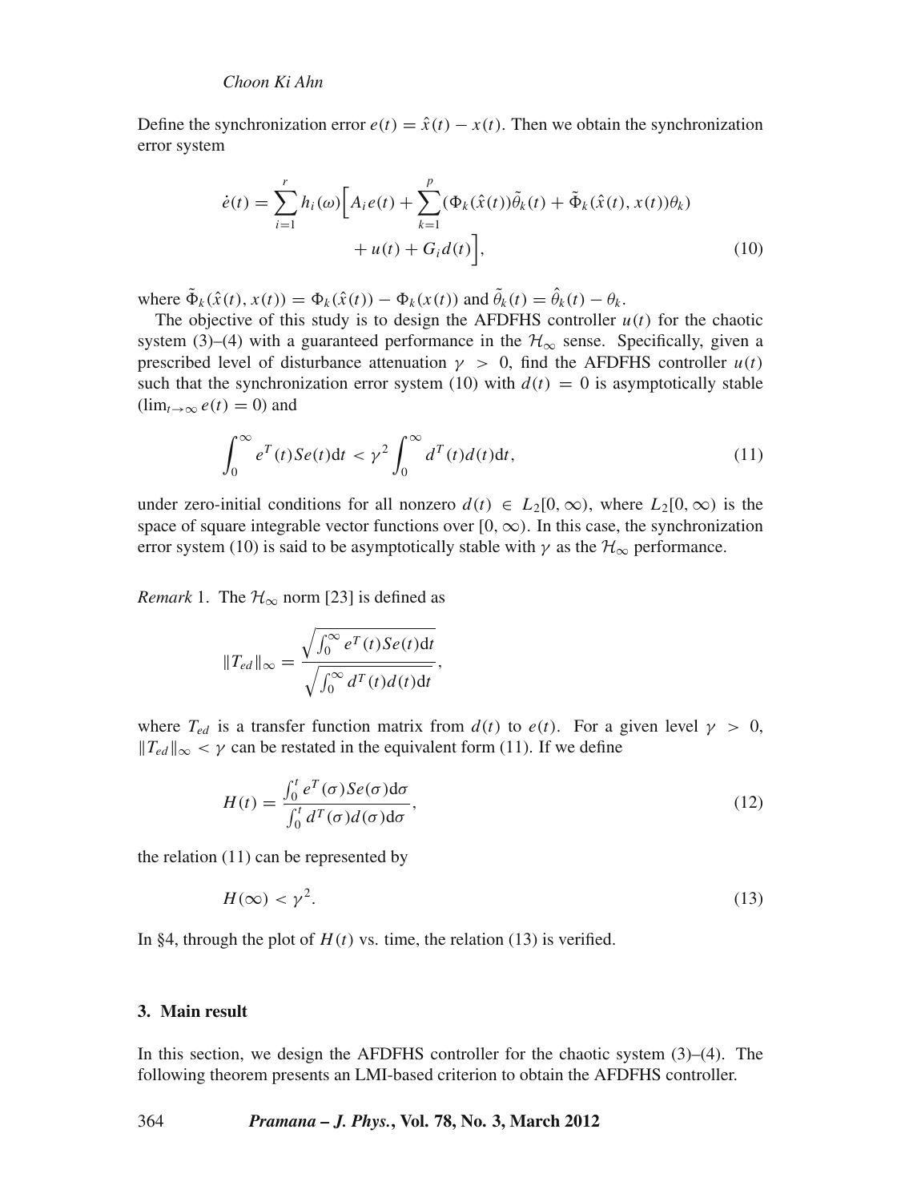Define the synchronization error $e(t) = \hat{x}(t) - x(t)$. Then we obtain the synchronization error system

$$\dot{e}(t) = \sum_{i=1}^{r} h_i(\omega)\Big[A_i e(t) + \sum_{k=1}^{p}(\Phi_k(\hat{x}(t))\tilde{\theta}_k(t) + \tilde{\Phi}_k(\hat{x}(t), x(t))\theta_k) + u(t) + G_i d(t)\Big], \tag{10}$$

where $\tilde{\Phi}_k(\hat{x}(t), x(t)) = \Phi_k(\hat{x}(t)) - \Phi_k(x(t))$ and $\tilde{\theta}_k(t) = \hat{\theta}_k(t) - \theta_k$.

The objective of this study is to design the AFDFHS controller $u(t)$ for the chaotic system (3)–(4) with a guaranteed performance in the $\mathcal{H}_\infty$ sense. Specifically, given a prescribed level of disturbance attenuation $\gamma > 0$, find the AFDFHS controller $u(t)$ such that the synchronization error system (10) with $d(t) = 0$ is asymptotically stable ($\lim_{t\to\infty} e(t) = 0$) and

$$\int_0^\infty e^T(t)Se(t)\mathrm{d}t < \gamma^2 \int_0^\infty d^T(t)d(t)\mathrm{d}t, \tag{11}$$

under zero-initial conditions for all nonzero $d(t) \in L_2[0, \infty)$, where $L_2[0, \infty)$ is the space of square integrable vector functions over $[0, \infty)$. In this case, the synchronization error system (10) is said to be asymptotically stable with $\gamma$ as the $\mathcal{H}_\infty$ performance.

*Remark* 1. The $\mathcal{H}_\infty$ norm [23] is defined as

$$\|T_{ed}\|_\infty = \frac{\sqrt{\int_0^\infty e^T(t)Se(t)\mathrm{d}t}}{\sqrt{\int_0^\infty d^T(t)d(t)\mathrm{d}t}},$$

where $T_{ed}$ is a transfer function matrix from $d(t)$ to $e(t)$. For a given level $\gamma > 0$, $\|T_{ed}\|_\infty < \gamma$ can be restated in the equivalent form (11). If we define

$$H(t) = \frac{\int_0^t e^T(\sigma)Se(\sigma)\mathrm{d}\sigma}{\int_0^t d^T(\sigma)d(\sigma)\mathrm{d}\sigma}, \tag{12}$$

the relation (11) can be represented by

$$H(\infty) < \gamma^2. \tag{13}$$

In §4, through the plot of $H(t)$ vs. time, the relation (13) is verified.

## 3. Main result

In this section, we design the AFDFHS controller for the chaotic system (3)–(4). The following theorem presents an LMI-based criterion to obtain the AFDFHS controller.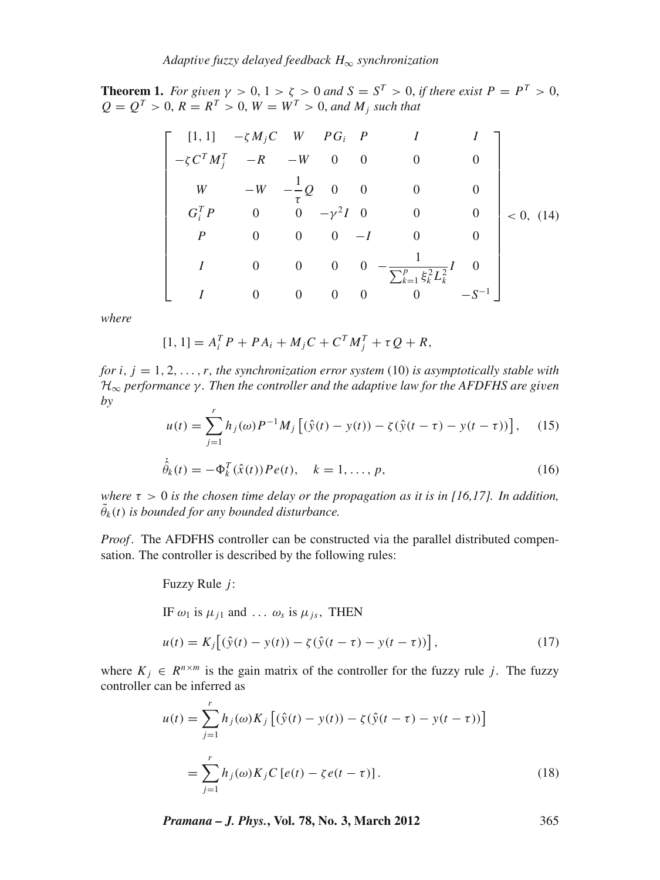**Theorem 1.** *For given $\gamma > 0$, $1 > \zeta > 0$ and $S = S^T > 0$, if there exist $P = P^T > 0$, $Q = Q^T > 0$, $R = R^T > 0$, $W = W^T > 0$, and $M_j$ such that*

$$
\begin{bmatrix}
[1,1] & -\zeta M_j C & W & PG_i & P & I & I \\
-\zeta C^T M_j^T & -R & -W & 0 & 0 & 0 & 0 \\
W & -W & -\frac{1}{\tau} Q & 0 & 0 & 0 & 0 \\
G_i^T P & 0 & 0 & -\gamma^2 I & 0 & 0 & 0 \\
P & 0 & 0 & 0 & -I & 0 & 0 \\
I & 0 & 0 & 0 & 0 & -\frac{1}{\sum_{k=1}^{p} \xi_k^2 L_k^2} I & 0 \\
I & 0 & 0 & 0 & 0 & 0 & -S^{-1}
\end{bmatrix} < 0, \quad (14)
$$

*where*

$$[1,1] = A_i^T P + P A_i + M_j C + C^T M_j^T + \tau Q + R,$$

*for $i, j = 1, 2, \ldots, r$, the synchronization error system* (10) *is asymptotically stable with $\mathcal{H}_\infty$ performance $\gamma$. Then the controller and the adaptive law for the AFDFHS are given by*

$$u(t) = \sum_{j=1}^{r} h_j(\omega) P^{-1} M_j \left[ (\hat{y}(t) - y(t)) - \zeta(\hat{y}(t-\tau) - y(t-\tau)) \right], \quad (15)$$

$$\dot{\hat{\theta}}_k(t) = -\Phi_k^T(\hat{x}(t)) P e(t), \quad k = 1, \ldots, p, \quad (16)$$

*where $\tau > 0$ is the chosen time delay or the propagation as it is in [16,17]. In addition, $\tilde{\theta}_k(t)$ is bounded for any bounded disturbance.*

*Proof*. The AFDFHS controller can be constructed via the parallel distributed compensation. The controller is described by the following rules:

Fuzzy Rule $j$:

IF $\omega_1$ is $\mu_{j1}$ and $\ldots$ $\omega_s$ is $\mu_{js}$, THEN

$$u(t) = K_j \left[ (\hat{y}(t) - y(t)) - \zeta(\hat{y}(t-\tau) - y(t-\tau)) \right], \quad (17)$$

where $K_j \in R^{n \times m}$ is the gain matrix of the controller for the fuzzy rule $j$. The fuzzy controller can be inferred as

$$
\begin{aligned}
u(t) &= \sum_{j=1}^{r} h_j(\omega) K_j \left[ (\hat{y}(t) - y(t)) - \zeta(\hat{y}(t-\tau) - y(t-\tau)) \right] \\
&= \sum_{j=1}^{r} h_j(\omega) K_j C \left[ e(t) - \zeta e(t-\tau) \right].
\end{aligned} \quad (18)
$$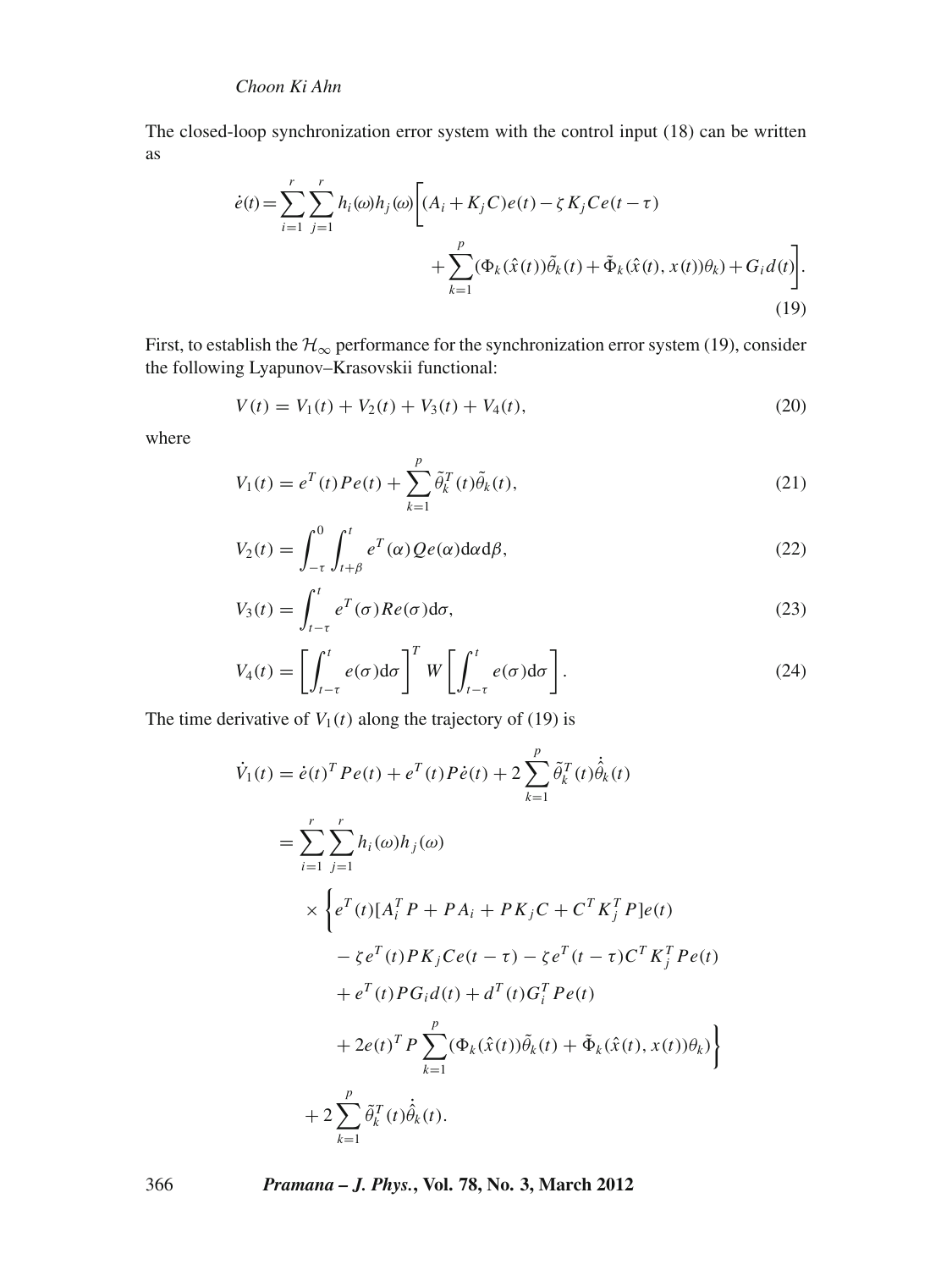The closed-loop synchronization error system with the control input (18) can be written as

$$
\begin{aligned}
\dot{e}(t) = \sum_{i=1}^{r}\sum_{j=1}^{r} h_i(\omega)h_j(\omega)\bigg[&(A_i + K_j C)e(t) - \zeta K_j C e(t-\tau) \\
&+ \sum_{k=1}^{p}(\Phi_k(\hat{x}(t))\tilde{\theta}_k(t) + \tilde{\Phi}_k(\hat{x}(t), x(t))\theta_k) + G_i d(t)\bigg].
\end{aligned}
\tag{19}
$$

First, to establish the $\mathcal{H}_\infty$ performance for the synchronization error system (19), consider the following Lyapunov–Krasovskii functional:

$$
V(t) = V_1(t) + V_2(t) + V_3(t) + V_4(t), \tag{20}
$$

where

$$
V_1(t) = e^T(t)Pe(t) + \sum_{k=1}^{p}\tilde{\theta}_k^T(t)\tilde{\theta}_k(t), \tag{21}
$$

$$
V_2(t) = \int_{-\tau}^{0}\int_{t+\beta}^{t} e^T(\alpha)Qe(\alpha)\mathrm{d}\alpha\mathrm{d}\beta, \tag{22}
$$

$$
V_3(t) = \int_{t-\tau}^{t} e^T(\sigma)Re(\sigma)\mathrm{d}\sigma, \tag{23}
$$

$$
V_4(t) = \left[\int_{t-\tau}^{t} e(\sigma)\mathrm{d}\sigma\right]^T W \left[\int_{t-\tau}^{t} e(\sigma)\mathrm{d}\sigma\right]. \tag{24}
$$

The time derivative of $V_1(t)$ along the trajectory of (19) is

$$
\begin{aligned}
\dot{V}_1(t) &= \dot{e}(t)^T Pe(t) + e^T(t)P\dot{e}(t) + 2\sum_{k=1}^{p}\tilde{\theta}_k^T(t)\dot{\hat{\theta}}_k(t) \\
&= \sum_{i=1}^{r}\sum_{j=1}^{r} h_i(\omega)h_j(\omega) \\
&\quad \times \bigg\{ e^T(t)[A_i^T P + PA_i + PK_jC + C^T K_j^T P]e(t) \\
&\quad - \zeta e^T(t)PK_jCe(t-\tau) - \zeta e^T(t-\tau)C^T K_j^T Pe(t) \\
&\quad + e^T(t)PG_i d(t) + d^T(t)G_i^T Pe(t) \\
&\quad + 2e(t)^T P \sum_{k=1}^{p}(\Phi_k(\hat{x}(t))\tilde{\theta}_k(t) + \tilde{\Phi}_k(\hat{x}(t), x(t))\theta_k)\bigg\} \\
&\quad + 2\sum_{k=1}^{p}\tilde{\theta}_k^T(t)\dot{\hat{\theta}}_k(t).
\end{aligned}
$$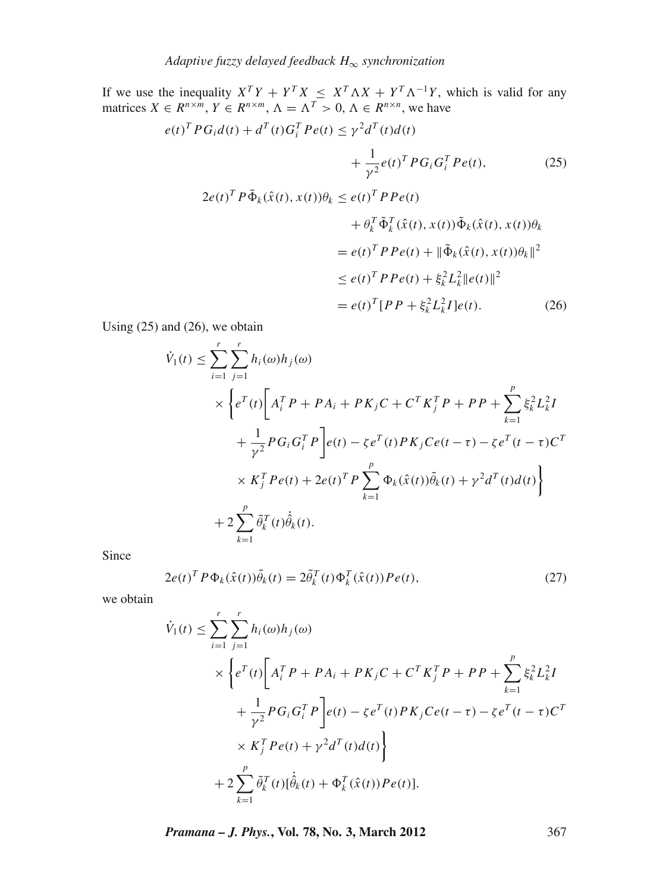If we use the inequality $X^T Y + Y^T X \leq X^T \Lambda X + Y^T \Lambda^{-1} Y$, which is valid for any matrices $X \in R^{n\times m}$, $Y \in R^{n\times m}$, $\Lambda = \Lambda^T > 0$, $\Lambda \in R^{n\times n}$, we have

$$e(t)^T P G_i d(t) + d^T(t) G_i^T P e(t) \leq \gamma^2 d^T(t) d(t) + \frac{1}{\gamma^2} e(t)^T P G_i G_i^T P e(t), \tag{25}$$

$$\begin{aligned}
2e(t)^T P \tilde{\Phi}_k(\hat{x}(t), x(t))\theta_k &\leq e(t)^T P P e(t) \\
&\quad + \theta_k^T \tilde{\Phi}_k^T(\hat{x}(t), x(t)) \tilde{\Phi}_k(\hat{x}(t), x(t))\theta_k \\
&= e(t)^T P P e(t) + \|\tilde{\Phi}_k(\hat{x}(t), x(t))\theta_k\|^2 \\
&\leq e(t)^T P P e(t) + \xi_k^2 L_k^2 \|e(t)\|^2 \\
&= e(t)^T [P P + \xi_k^2 L_k^2 I] e(t).
\end{aligned} \tag{26}$$

Using (25) and (26), we obtain

$$\begin{aligned}
\dot{V}_1(t) \leq& \sum_{i=1}^{r}\sum_{j=1}^{r} h_i(\omega) h_j(\omega) \\
&\times \Bigg\{ e^T(t) \Bigg[ A_i^T P + P A_i + P K_j C + C^T K_j^T P + P P + \sum_{k=1}^{p} \xi_k^2 L_k^2 I \\
&+ \frac{1}{\gamma^2} P G_i G_i^T P \Bigg] e(t) - \zeta e^T(t) P K_j C e(t-\tau) - \zeta e^T(t-\tau) C^T \\
&\times K_j^T P e(t) + 2e(t)^T P \sum_{k=1}^{p} \Phi_k(\hat{x}(t)) \tilde{\theta}_k(t) + \gamma^2 d^T(t) d(t) \Bigg\} \\
&+ 2\sum_{k=1}^{p} \tilde{\theta}_k^T(t) \dot{\tilde{\theta}}_k(t).
\end{aligned}$$

Since

$$2e(t)^T P \Phi_k(\hat{x}(t)) \tilde{\theta}_k(t) = 2\tilde{\theta}_k^T(t) \Phi_k^T(\hat{x}(t)) P e(t), \tag{27}$$

we obtain

$$\begin{aligned}
\dot{V}_1(t) \leq& \sum_{i=1}^{r}\sum_{j=1}^{r} h_i(\omega) h_j(\omega) \\
&\times \Bigg\{ e^T(t) \Bigg[ A_i^T P + P A_i + P K_j C + C^T K_j^T P + P P + \sum_{k=1}^{p} \xi_k^2 L_k^2 I \\
&+ \frac{1}{\gamma^2} P G_i G_i^T P \Bigg] e(t) - \zeta e^T(t) P K_j C e(t-\tau) - \zeta e^T(t-\tau) C^T \\
&\times K_j^T P e(t) + \gamma^2 d^T(t) d(t) \Bigg\} \\
&+ 2\sum_{k=1}^{p} \tilde{\theta}_k^T(t) [\dot{\tilde{\theta}}_k(t) + \Phi_k^T(\hat{x}(t)) P e(t)].
\end{aligned}$$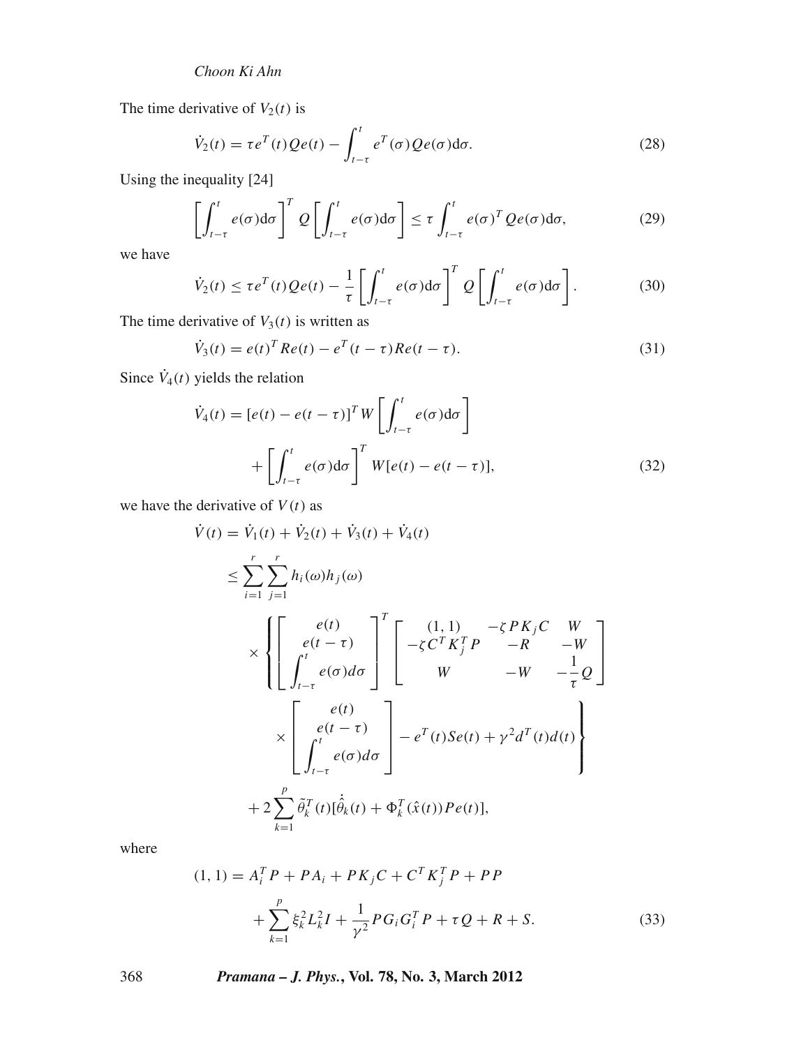The time derivative of $V_2(t)$ is

$$\dot{V}_2(t) = \tau e^T(t) Q e(t) - \int_{t-\tau}^{t} e^T(\sigma) Q e(\sigma) \mathrm{d}\sigma. \tag{28}$$

Using the inequality [24]

$$\left[\int_{t-\tau}^{t} e(\sigma)\mathrm{d}\sigma\right]^T Q \left[\int_{t-\tau}^{t} e(\sigma)\mathrm{d}\sigma\right] \le \tau \int_{t-\tau}^{t} e(\sigma)^T Q e(\sigma)\mathrm{d}\sigma, \tag{29}$$

we have

$$\dot{V}_2(t) \le \tau e^T(t) Q e(t) - \frac{1}{\tau}\left[\int_{t-\tau}^{t} e(\sigma)\mathrm{d}\sigma\right]^T Q \left[\int_{t-\tau}^{t} e(\sigma)\mathrm{d}\sigma\right]. \tag{30}$$

The time derivative of $V_3(t)$ is written as

$$\dot{V}_3(t) = e(t)^T R e(t) - e^T(t-\tau) R e(t-\tau). \tag{31}$$

Since $\dot{V}_4(t)$ yields the relation

$$\begin{aligned}
\dot{V}_4(t) &= [e(t) - e(t-\tau)]^T W \left[\int_{t-\tau}^{t} e(\sigma)\mathrm{d}\sigma\right] \\
&\quad + \left[\int_{t-\tau}^{t} e(\sigma)\mathrm{d}\sigma\right]^T W [e(t) - e(t-\tau)],
\end{aligned} \tag{32}$$

we have the derivative of $V(t)$ as

$$\begin{aligned}
\dot{V}(t) &= \dot{V}_1(t) + \dot{V}_2(t) + \dot{V}_3(t) + \dot{V}_4(t) \\
&\le \sum_{i=1}^{r}\sum_{j=1}^{r} h_i(\omega) h_j(\omega) \\
&\quad \times \left\{ \begin{bmatrix} e(t) \\ e(t-\tau) \\ \int_{t-\tau}^{t} e(\sigma) d\sigma \end{bmatrix}^T \begin{bmatrix} (1,1) & -\zeta P K_j C & W \\ -\zeta C^T K_j^T P & -R & -W \\ W & -W & -\frac{1}{\tau} Q \end{bmatrix} \right. \\
&\quad \left. \times \begin{bmatrix} e(t) \\ e(t-\tau) \\ \int_{t-\tau}^{t} e(\sigma) d\sigma \end{bmatrix} - e^T(t) S e(t) + \gamma^2 d^T(t) d(t) \right\} \\
&\quad + 2\sum_{k=1}^{p} \tilde{\theta}_k^T(t)[\dot{\hat{\theta}}_k(t) + \Phi_k^T(\hat{x}(t)) P e(t)],
\end{aligned}$$

where

$$\begin{aligned}
(1,1) &= A_i^T P + P A_i + P K_j C + C^T K_j^T P + P P \\
&\quad + \sum_{k=1}^{p} \xi_k^2 L_k^2 I + \frac{1}{\gamma^2} P G_i G_i^T P + \tau Q + R + S.
\end{aligned} \tag{33}$$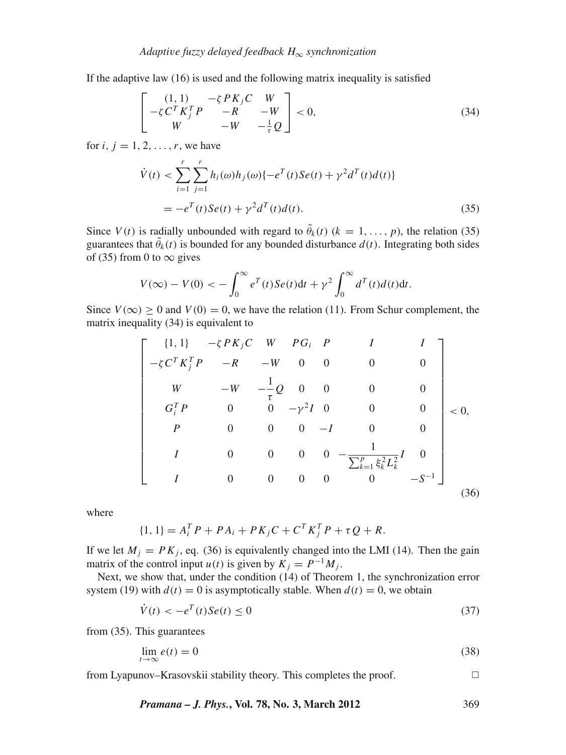If the adaptive law (16) is used and the following matrix inequality is satisfied

$$
\begin{bmatrix} (1,1) & -\zeta P K_j C & W \\ -\zeta C^T K_j^T P & -R & -W \\ W & -W & -\frac{1}{\tau} Q \end{bmatrix} < 0, \tag{34}
$$

for $i, j = 1, 2, \ldots, r$, we have

$$
\begin{aligned}
\dot{V}(t) &< \sum_{i=1}^{r} \sum_{j=1}^{r} h_i(\omega) h_j(\omega) \{-e^T(t) S e(t) + \gamma^2 d^T(t) d(t)\} \\
&= -e^T(t) S e(t) + \gamma^2 d^T(t) d(t).
\end{aligned} \tag{35}
$$

Since $V(t)$ is radially unbounded with regard to $\tilde{\theta}_k(t)$ $(k = 1, \ldots, p)$, the relation (35) guarantees that $\tilde{\theta}_k(t)$ is bounded for any bounded disturbance $d(t)$. Integrating both sides of (35) from 0 to $\infty$ gives

$$
V(\infty) - V(0) < -\int_0^{\infty} e^T(t) S e(t) \mathrm{d}t + \gamma^2 \int_0^{\infty} d^T(t) d(t) \mathrm{d}t.
$$

Since $V(\infty) \geq 0$ and $V(0) = 0$, we have the relation (11). From Schur complement, the matrix inequality (34) is equivalent to

$$
\begin{bmatrix}
\{1,1\} & -\zeta P K_j C & W & P G_i & P & I & I \\
-\zeta C^T K_j^T P & -R & -W & 0 & 0 & 0 & 0 \\
W & -W & -\dfrac{1}{\tau} Q & 0 & 0 & 0 & 0 \\
G_i^T P & 0 & 0 & -\gamma^2 I & 0 & 0 & 0 \\
P & 0 & 0 & 0 & -I & 0 & 0 \\
I & 0 & 0 & 0 & 0 & -\dfrac{1}{\sum_{k=1}^{p} \xi_k^2 L_k^2} I & 0 \\
I & 0 & 0 & 0 & 0 & 0 & -S^{-1}
\end{bmatrix} < 0, \tag{36}
$$

where

$$
\{1,1\} = A_i^T P + P A_i + P K_j C + C^T K_j^T P + \tau Q + R.
$$

If we let $M_j = P K_j$, eq. (36) is equivalently changed into the LMI (14). Then the gain matrix of the control input $u(t)$ is given by $K_j = P^{-1} M_j$.

Next, we show that, under the condition (14) of Theorem 1, the synchronization error system (19) with $d(t) = 0$ is asymptotically stable. When $d(t) = 0$, we obtain

$$
\dot{V}(t) < -e^T(t) S e(t) \leq 0 \tag{37}
$$

from (35). This guarantees

$$
\lim_{t \to \infty} e(t) = 0 \tag{38}
$$

from Lyapunov–Krasovskii stability theory. This completes the proof. □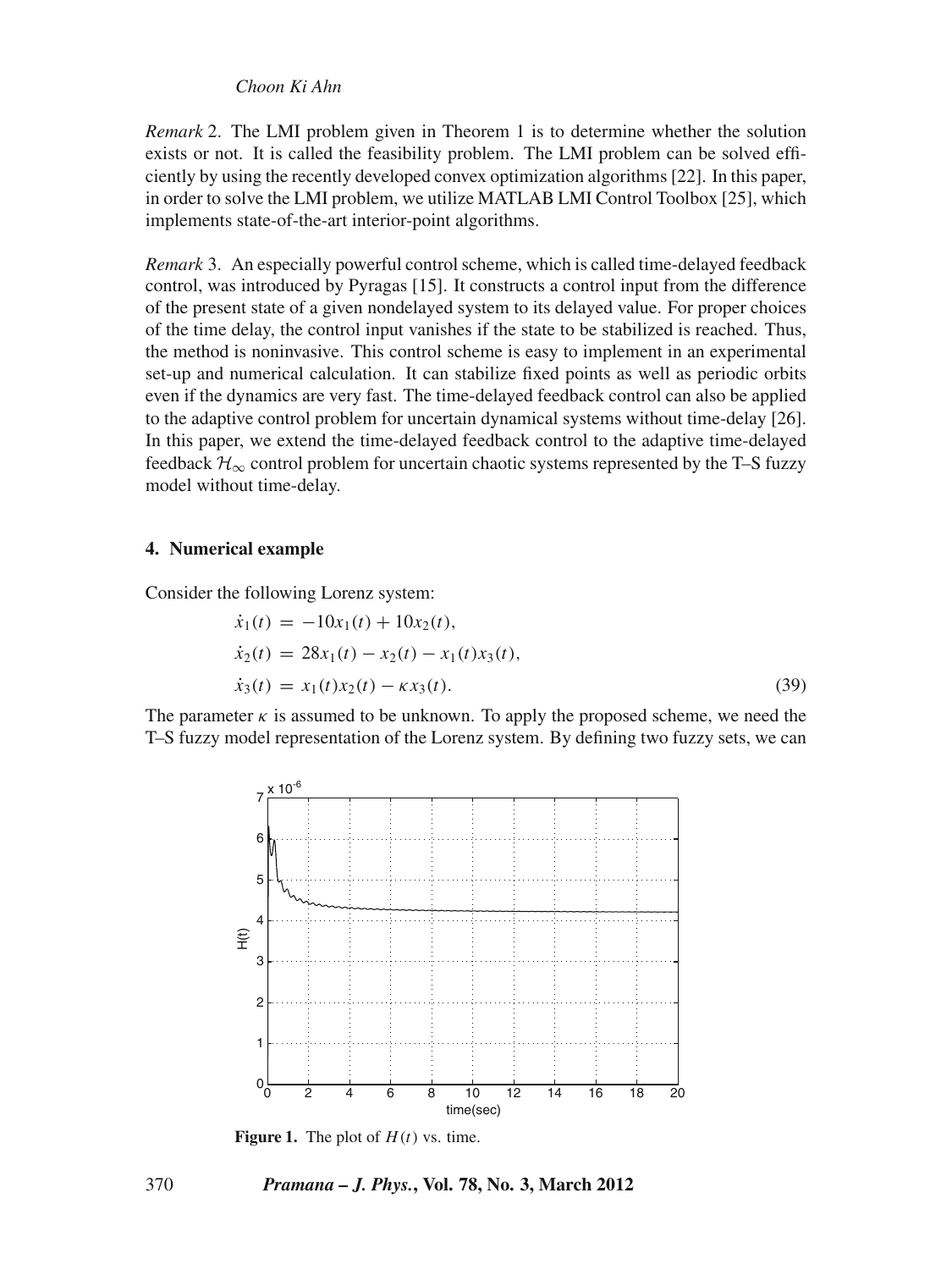*Remark* 2. The LMI problem given in Theorem 1 is to determine whether the solution exists or not. It is called the feasibility problem. The LMI problem can be solved efficiently by using the recently developed convex optimization algorithms [22]. In this paper, in order to solve the LMI problem, we utilize MATLAB LMI Control Toolbox [25], which implements state-of-the-art interior-point algorithms.

*Remark* 3. An especially powerful control scheme, which is called time-delayed feedback control, was introduced by Pyragas [15]. It constructs a control input from the difference of the present state of a given nondelayed system to its delayed value. For proper choices of the time delay, the control input vanishes if the state to be stabilized is reached. Thus, the method is noninvasive. This control scheme is easy to implement in an experimental set-up and numerical calculation. It can stabilize fixed points as well as periodic orbits even if the dynamics are very fast. The time-delayed feedback control can also be applied to the adaptive control problem for uncertain dynamical systems without time-delay [26]. In this paper, we extend the time-delayed feedback control to the adaptive time-delayed feedback $\mathcal{H}_\infty$ control problem for uncertain chaotic systems represented by the T–S fuzzy model without time-delay.

## 4. Numerical example

Consider the following Lorenz system:

$$\begin{aligned}
\dot{x}_1(t) &= -10x_1(t) + 10x_2(t), \\
\dot{x}_2(t) &= 28x_1(t) - x_2(t) - x_1(t)x_3(t), \\
\dot{x}_3(t) &= x_1(t)x_2(t) - \kappa x_3(t).
\end{aligned} \tag{39}$$

The parameter $\kappa$ is assumed to be unknown. To apply the proposed scheme, we need the T–S fuzzy model representation of the Lorenz system. By defining two fuzzy sets, we can

**Figure 1.** The plot of $H(t)$ vs. time.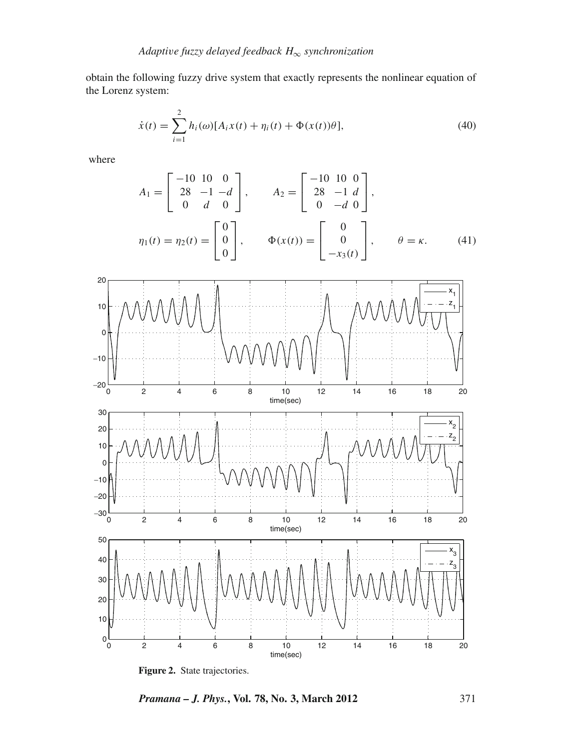obtain the following fuzzy drive system that exactly represents the nonlinear equation of the Lorenz system:

$$\dot{x}(t) = \sum_{i=1}^{2} h_i(\omega)[A_i x(t) + \eta_i(t) + \Phi(x(t))\theta], \tag{40}$$

where

$$A_1 = \begin{bmatrix} -10 & 10 & 0 \\ 28 & -1 & -d \\ 0 & d & 0 \end{bmatrix}, \qquad A_2 = \begin{bmatrix} -10 & 10 & 0 \\ 28 & -1 & d \\ 0 & -d & 0 \end{bmatrix},$$

$$\eta_1(t) = \eta_2(t) = \begin{bmatrix} 0 \\ 0 \\ 0 \end{bmatrix}, \qquad \Phi(x(t)) = \begin{bmatrix} 0 \\ 0 \\ -x_3(t) \end{bmatrix}, \qquad \theta = \kappa. \tag{41}$$

**Figure 2.** State trajectories.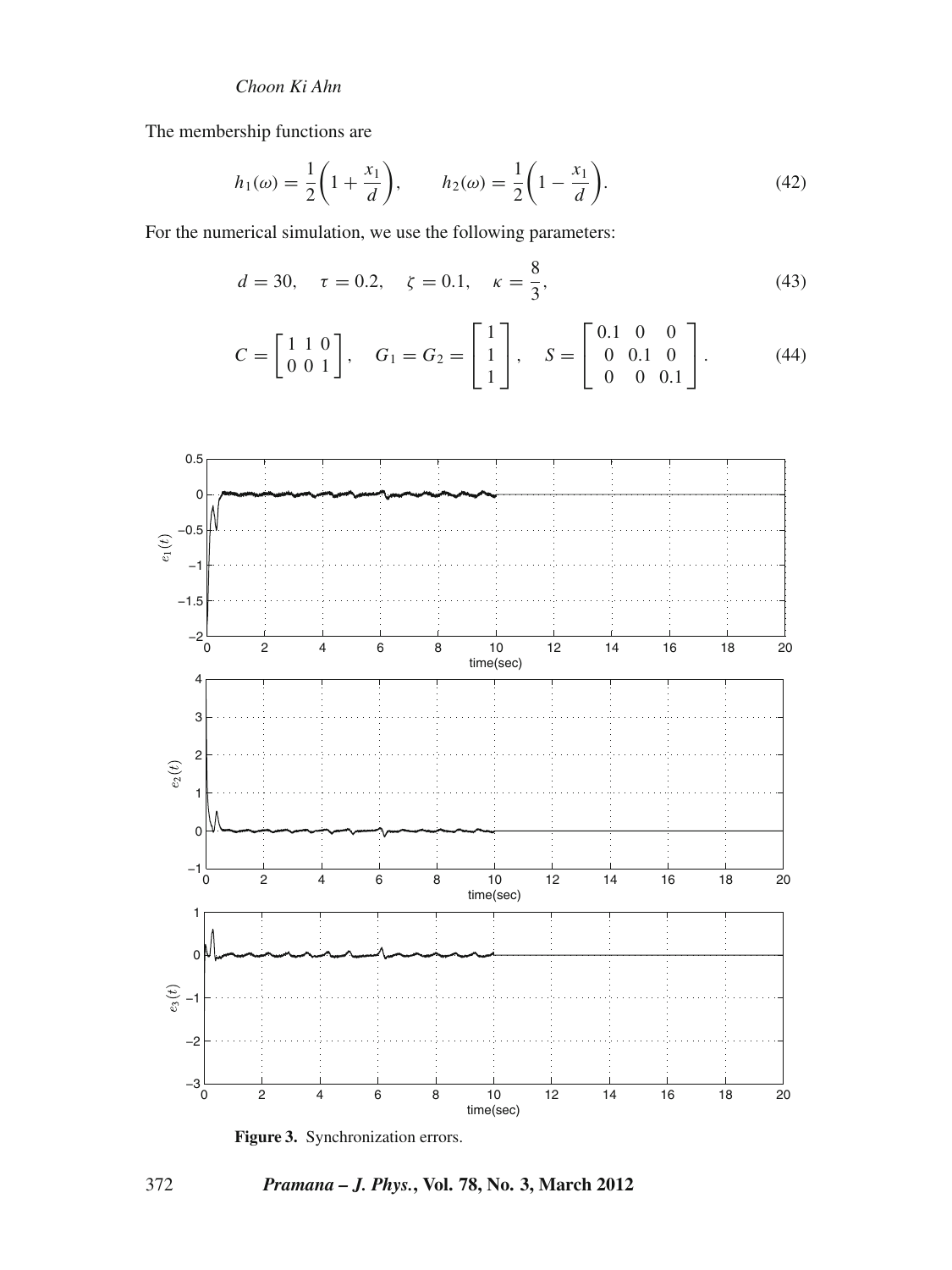The membership functions are

$$h_1(\omega) = \frac{1}{2}\left(1 + \frac{x_1}{d}\right), \qquad h_2(\omega) = \frac{1}{2}\left(1 - \frac{x_1}{d}\right). \tag{42}$$

For the numerical simulation, we use the following parameters:

$$d = 30, \quad \tau = 0.2, \quad \zeta = 0.1, \quad \kappa = \frac{8}{3}, \tag{43}$$

$$C = \begin{bmatrix} 1 & 1 & 0 \\ 0 & 0 & 1 \end{bmatrix}, \quad G_1 = G_2 = \begin{bmatrix} 1 \\ 1 \\ 1 \end{bmatrix}, \quad S = \begin{bmatrix} 0.1 & 0 & 0 \\ 0 & 0.1 & 0 \\ 0 & 0 & 0.1 \end{bmatrix}. \tag{44}$$

**Figure 3.** Synchronization errors.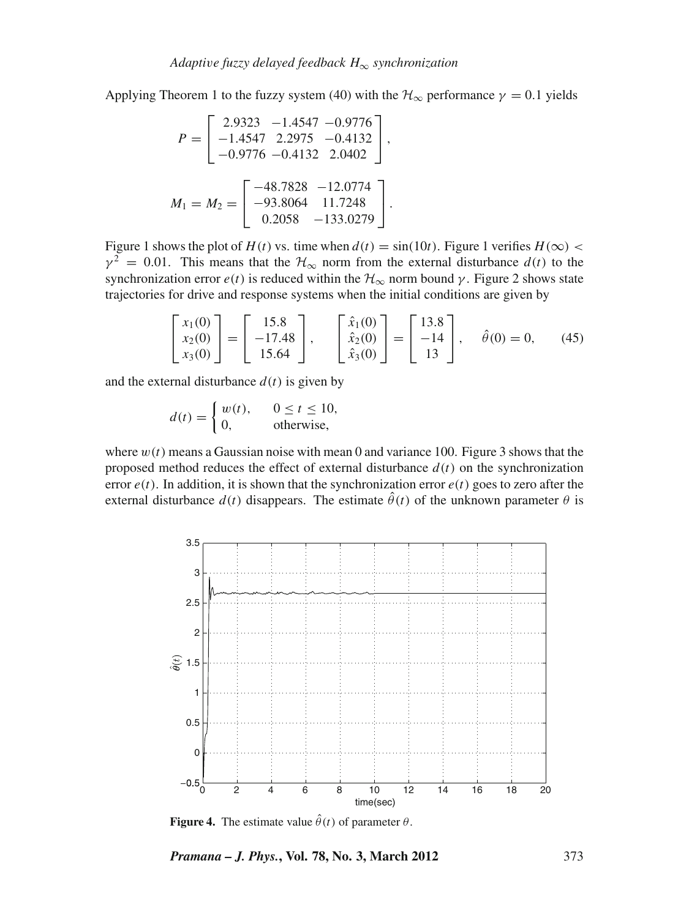Applying Theorem 1 to the fuzzy system (40) with the $\mathcal{H}_\infty$ performance $\gamma = 0.1$ yields

$$P = \begin{bmatrix} 2.9323 & -1.4547 & -0.9776 \\ -1.4547 & 2.2975 & -0.4132 \\ -0.9776 & -0.4132 & 2.0402 \end{bmatrix},$$

$$M_1 = M_2 = \begin{bmatrix} -48.7828 & -12.0774 \\ -93.8064 & 11.7248 \\ 0.2058 & -133.0279 \end{bmatrix}.$$

Figure 1 shows the plot of $H(t)$ vs. time when $d(t) = \sin(10t)$. Figure 1 verifies $H(\infty) < \gamma^2 = 0.01$. This means that the $\mathcal{H}_\infty$ norm from the external disturbance $d(t)$ to the synchronization error $e(t)$ is reduced within the $\mathcal{H}_\infty$ norm bound $\gamma$. Figure 2 shows state trajectories for drive and response systems when the initial conditions are given by

$$\begin{bmatrix} x_1(0) \\ x_2(0) \\ x_3(0) \end{bmatrix} = \begin{bmatrix} 15.8 \\ -17.48 \\ 15.64 \end{bmatrix}, \quad \begin{bmatrix} \hat{x}_1(0) \\ \hat{x}_2(0) \\ \hat{x}_3(0) \end{bmatrix} = \begin{bmatrix} 13.8 \\ -14 \\ 13 \end{bmatrix}, \quad \hat{\theta}(0) = 0, \tag{45}$$

and the external disturbance $d(t)$ is given by

$$d(t) = \begin{cases} w(t), & 0 \le t \le 10, \\ 0, & \text{otherwise,} \end{cases}$$

where $w(t)$ means a Gaussian noise with mean 0 and variance 100. Figure 3 shows that the proposed method reduces the effect of external disturbance $d(t)$ on the synchronization error $e(t)$. In addition, it is shown that the synchronization error $e(t)$ goes to zero after the external disturbance $d(t)$ disappears. The estimate $\hat{\theta}(t)$ of the unknown parameter $\theta$ is

**Figure 4.** The estimate value $\hat{\theta}(t)$ of parameter $\theta$.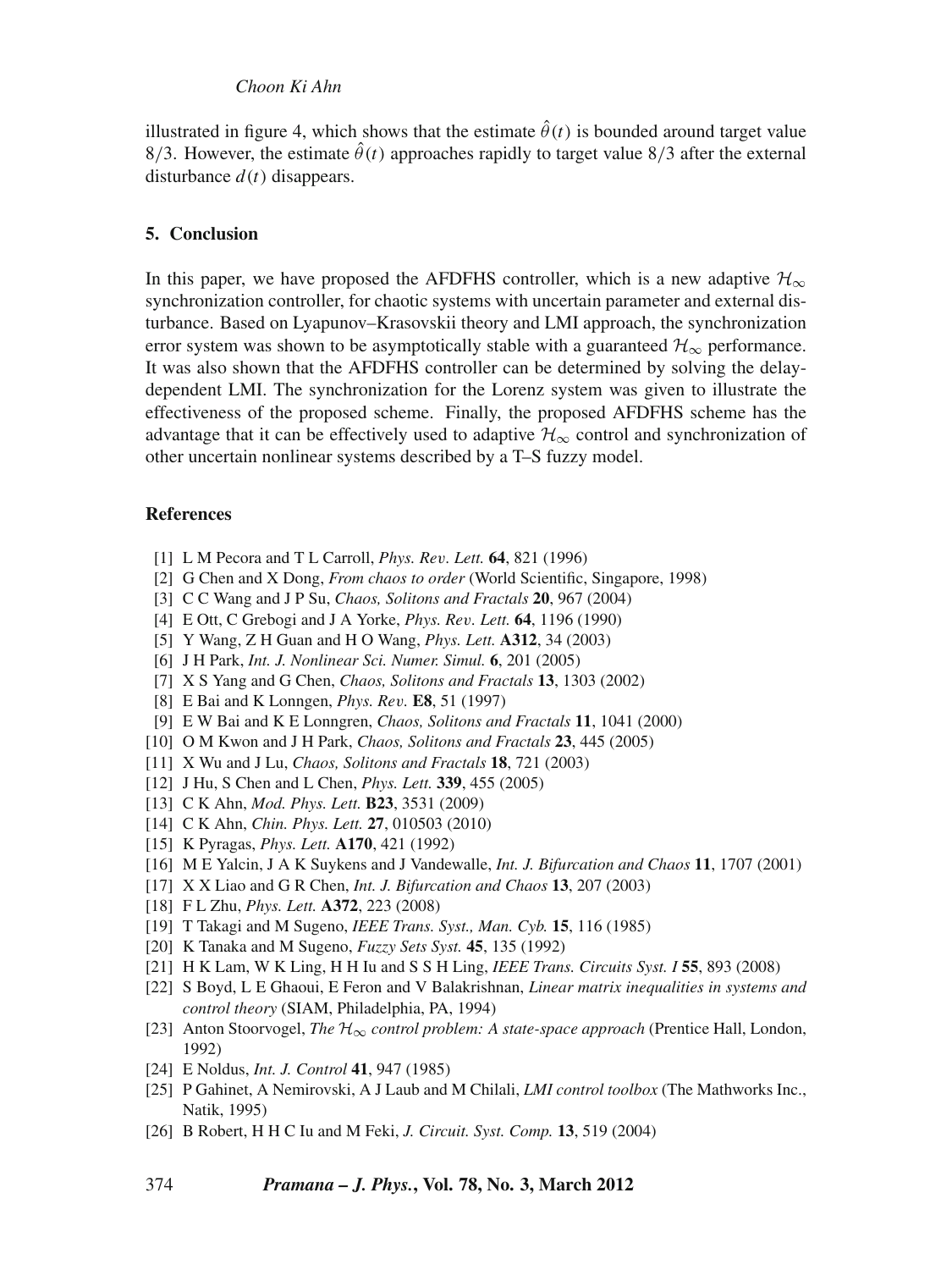illustrated in figure 4, which shows that the estimate $\hat{\theta}(t)$ is bounded around target value $8/3$. However, the estimate $\hat{\theta}(t)$ approaches rapidly to target value $8/3$ after the external disturbance $d(t)$ disappears.

## 5. Conclusion

In this paper, we have proposed the AFDFHS controller, which is a new adaptive $\mathcal{H}_\infty$ synchronization controller, for chaotic systems with uncertain parameter and external disturbance. Based on Lyapunov–Krasovskii theory and LMI approach, the synchronization error system was shown to be asymptotically stable with a guaranteed $\mathcal{H}_\infty$ performance. It was also shown that the AFDFHS controller can be determined by solving the delay-dependent LMI. The synchronization for the Lorenz system was given to illustrate the effectiveness of the proposed scheme. Finally, the proposed AFDFHS scheme has the advantage that it can be effectively used to adaptive $\mathcal{H}_\infty$ control and synchronization of other uncertain nonlinear systems described by a T–S fuzzy model.

## References

[1] L M Pecora and T L Carroll, *Phys. Rev. Lett.* **64**, 821 (1996)
[2] G Chen and X Dong, *From chaos to order* (World Scientific, Singapore, 1998)
[3] C C Wang and J P Su, *Chaos, Solitons and Fractals* **20**, 967 (2004)
[4] E Ott, C Grebogi and J A Yorke, *Phys. Rev. Lett.* **64**, 1196 (1990)
[5] Y Wang, Z H Guan and H O Wang, *Phys. Lett.* **A312**, 34 (2003)
[6] J H Park, *Int. J. Nonlinear Sci. Numer. Simul.* **6**, 201 (2005)
[7] X S Yang and G Chen, *Chaos, Solitons and Fractals* **13**, 1303 (2002)
[8] E Bai and K Lonngen, *Phys. Rev.* **E8**, 51 (1997)
[9] E W Bai and K E Lonngren, *Chaos, Solitons and Fractals* **11**, 1041 (2000)
[10] O M Kwon and J H Park, *Chaos, Solitons and Fractals* **23**, 445 (2005)
[11] X Wu and J Lu, *Chaos, Solitons and Fractals* **18**, 721 (2003)
[12] J Hu, S Chen and L Chen, *Phys. Lett.* **339**, 455 (2005)
[13] C K Ahn, *Mod. Phys. Lett.* **B23**, 3531 (2009)
[14] C K Ahn, *Chin. Phys. Lett.* **27**, 010503 (2010)
[15] K Pyragas, *Phys. Lett.* **A170**, 421 (1992)
[16] M E Yalcin, J A K Suykens and J Vandewalle, *Int. J. Bifurcation and Chaos* **11**, 1707 (2001)
[17] X X Liao and G R Chen, *Int. J. Bifurcation and Chaos* **13**, 207 (2003)
[18] F L Zhu, *Phys. Lett.* **A372**, 223 (2008)
[19] T Takagi and M Sugeno, *IEEE Trans. Syst., Man. Cyb.* **15**, 116 (1985)
[20] K Tanaka and M Sugeno, *Fuzzy Sets Syst.* **45**, 135 (1992)
[21] H K Lam, W K Ling, H H Iu and S S H Ling, *IEEE Trans. Circuits Syst. I* **55**, 893 (2008)
[22] S Boyd, L E Ghaoui, E Feron and V Balakrishnan, *Linear matrix inequalities in systems and control theory* (SIAM, Philadelphia, PA, 1994)
[23] Anton Stoorvogel, *The $\mathcal{H}_\infty$ control problem: A state-space approach* (Prentice Hall, London, 1992)
[24] E Noldus, *Int. J. Control* **41**, 947 (1985)
[25] P Gahinet, A Nemirovski, A J Laub and M Chilali, *LMI control toolbox* (The Mathworks Inc., Natik, 1995)
[26] B Robert, H H C Iu and M Feki, *J. Circuit. Syst. Comp.* **13**, 519 (2004)